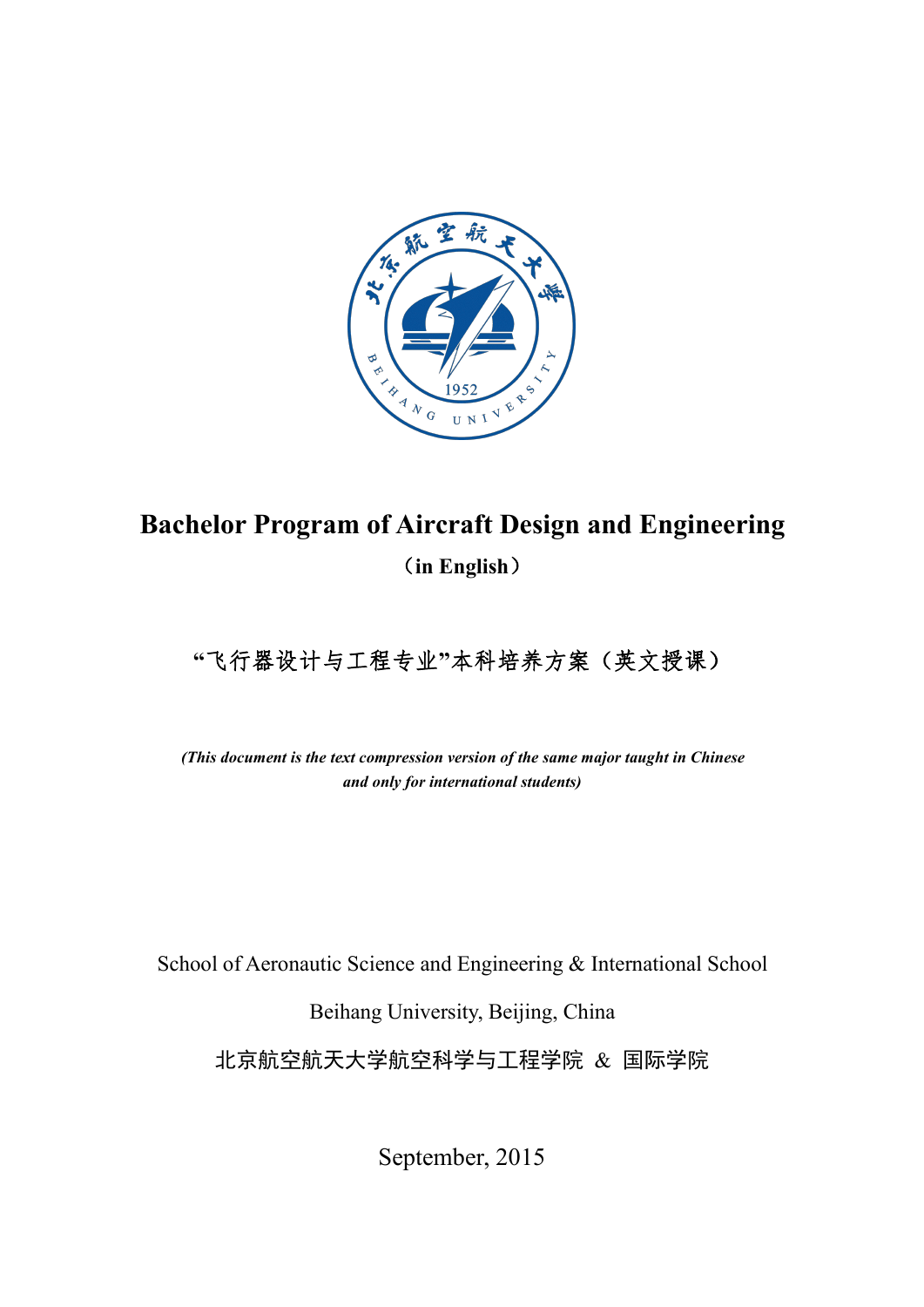# Bachelor Program of Aircraft Design and Engineering

**（in English）**

“飞行器设计与工程专业”本科培养方案（英文授课）

***(This document is the text compression version of the same major taught in Chinese and only for international students)***

School of Aeronautic Science and Engineering & International School

Beihang University, Beijing, China

北京航空航天大学航空科学与工程学院 & 国际学院

September, 2015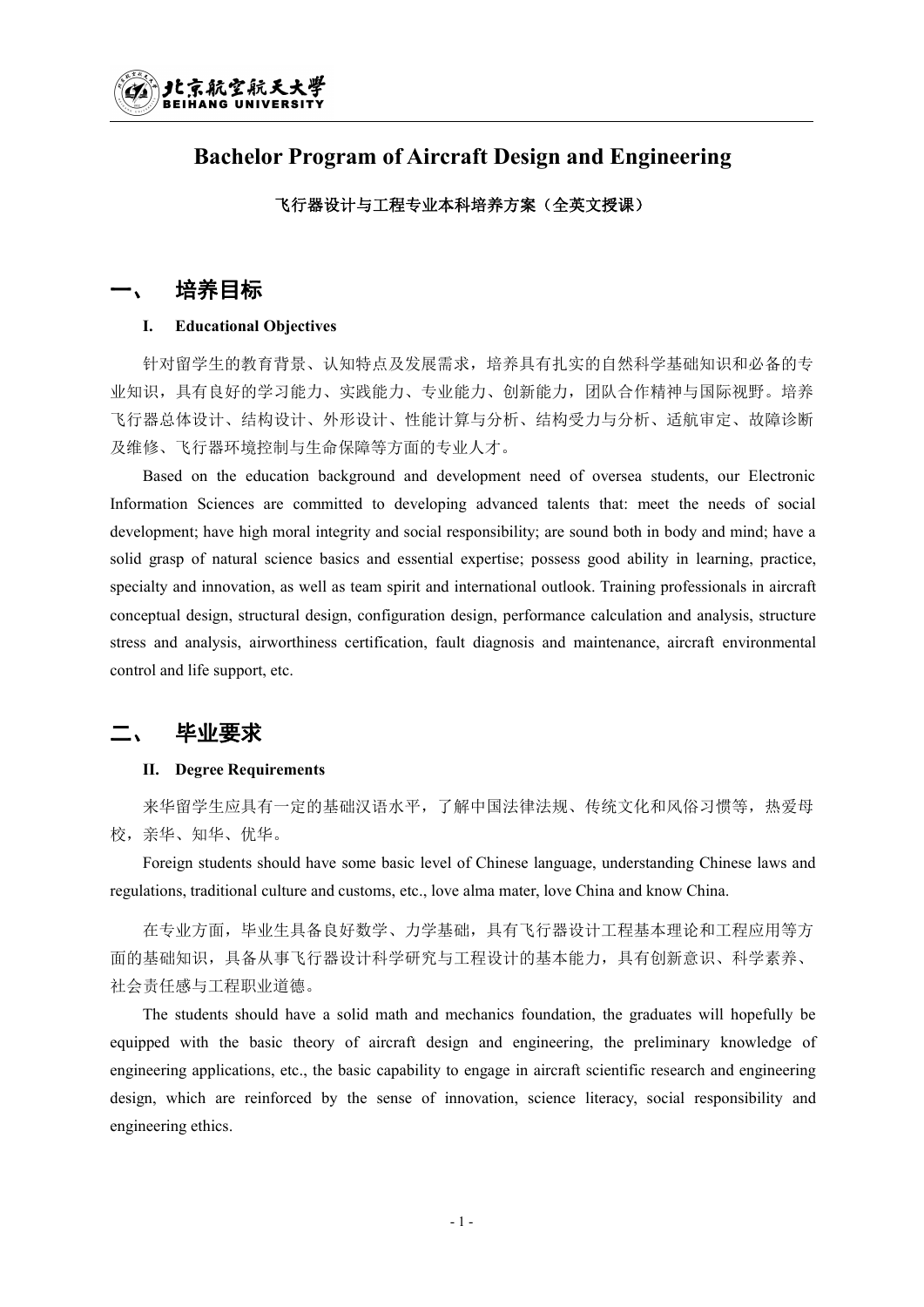# Bachelor Program of Aircraft Design and Engineering

**飞行器设计与工程专业本科培养方案（全英文授课）**

## 一、 培养目标

### I. Educational Objectives

针对留学生的教育背景、认知特点及发展需求，培养具有扎实的自然科学基础知识和必备的专业知识，具有良好的学习能力、实践能力、专业能力、创新能力，团队合作精神与国际视野。培养飞行器总体设计、结构设计、外形设计、性能计算与分析、结构受力与分析、适航审定、故障诊断及维修、飞行器环境控制与生命保障等方面的专业人才。

Based on the education background and development need of oversea students, our Electronic Information Sciences are committed to developing advanced talents that: meet the needs of social development; have high moral integrity and social responsibility; are sound both in body and mind; have a solid grasp of natural science basics and essential expertise; possess good ability in learning, practice, specialty and innovation, as well as team spirit and international outlook. Training professionals in aircraft conceptual design, structural design, configuration design, performance calculation and analysis, structure stress and analysis, airworthiness certification, fault diagnosis and maintenance, aircraft environmental control and life support, etc.

## 二、 毕业要求

### II. Degree Requirements

来华留学生应具有一定的基础汉语水平，了解中国法律法规、传统文化和风俗习惯等，热爱母校，亲华、知华、优华。

Foreign students should have some basic level of Chinese language, understanding Chinese laws and regulations, traditional culture and customs, etc., love alma mater, love China and know China.

在专业方面，毕业生具备良好数学、力学基础，具有飞行器设计工程基本理论和工程应用等方面的基础知识，具备从事飞行器设计科学研究与工程设计的基本能力，具有创新意识、科学素养、社会责任感与工程职业道德。

The students should have a solid math and mechanics foundation, the graduates will hopefully be equipped with the basic theory of aircraft design and engineering, the preliminary knowledge of engineering applications, etc., the basic capability to engage in aircraft scientific research and engineering design, which are reinforced by the sense of innovation, science literacy, social responsibility and engineering ethics.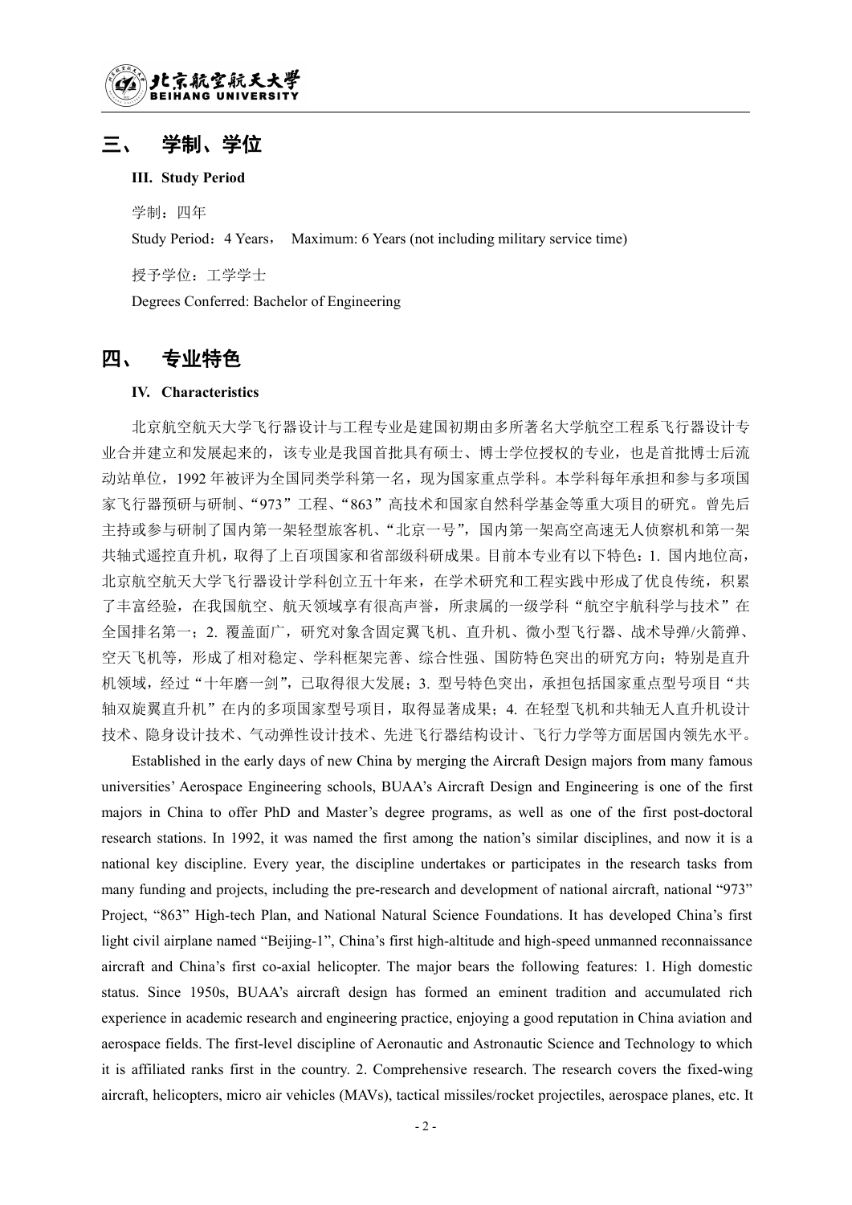## 三、 学制、学位

**III. Study Period**

学制：四年

Study Period：4 Years， Maximum: 6 Years (not including military service time)

授予学位：工学学士

Degrees Conferred: Bachelor of Engineering

## 四、 专业特色

**IV. Characteristics**

北京航空航天大学飞行器设计与工程专业是建国初期由多所著名大学航空工程系飞行器设计专业合并建立和发展起来的，该专业是我国首批具有硕士、博士学位授权的专业，也是首批博士后流动站单位，1992 年被评为全国同类学科第一名，现为国家重点学科。本学科每年承担和参与多项国家飞行器预研与研制、"973"工程、"863"高技术和国家自然科学基金等重大项目的研究。曾先后主持或参与研制了国内第一架轻型旅客机、"北京一号"，国内第一架高空高速无人侦察机和第一架共轴式遥控直升机，取得了上百项国家和省部级科研成果。目前本专业有以下特色：1. 国内地位高，北京航空航天大学飞行器设计学科创立五十年来，在学术研究和工程实践中形成了优良传统，积累了丰富经验，在我国航空、航天领域享有很高声誉，所隶属的一级学科"航空宇航科学与技术"在全国排名第一；2. 覆盖面广，研究对象含固定翼飞机、直升机、微小型飞行器、战术导弹/火箭弹、空天飞机等，形成了相对稳定、学科框架完善、综合性强、国防特色突出的研究方向；特别是直升机领域，经过"十年磨一剑"，已取得很大发展；3. 型号特色突出，承担包括国家重点型号项目"共轴双旋翼直升机"在内的多项国家型号项目，取得显著成果；4. 在轻型飞机和共轴无人直升机设计技术、隐身设计技术、气动弹性设计技术、先进飞行器结构设计、飞行力学等方面居国内领先水平。

Established in the early days of new China by merging the Aircraft Design majors from many famous universities' Aerospace Engineering schools, BUAA's Aircraft Design and Engineering is one of the first majors in China to offer PhD and Master's degree programs, as well as one of the first post-doctoral research stations. In 1992, it was named the first among the nation's similar disciplines, and now it is a national key discipline. Every year, the discipline undertakes or participates in the research tasks from many funding and projects, including the pre-research and development of national aircraft, national "973" Project, "863" High-tech Plan, and National Natural Science Foundations. It has developed China's first light civil airplane named "Beijing-1", China's first high-altitude and high-speed unmanned reconnaissance aircraft and China's first co-axial helicopter. The major bears the following features: 1. High domestic status. Since 1950s, BUAA's aircraft design has formed an eminent tradition and accumulated rich experience in academic research and engineering practice, enjoying a good reputation in China aviation and aerospace fields. The first-level discipline of Aeronautic and Astronautic Science and Technology to which it is affiliated ranks first in the country. 2. Comprehensive research. The research covers the fixed-wing aircraft, helicopters, micro air vehicles (MAVs), tactical missiles/rocket projectiles, aerospace planes, etc. It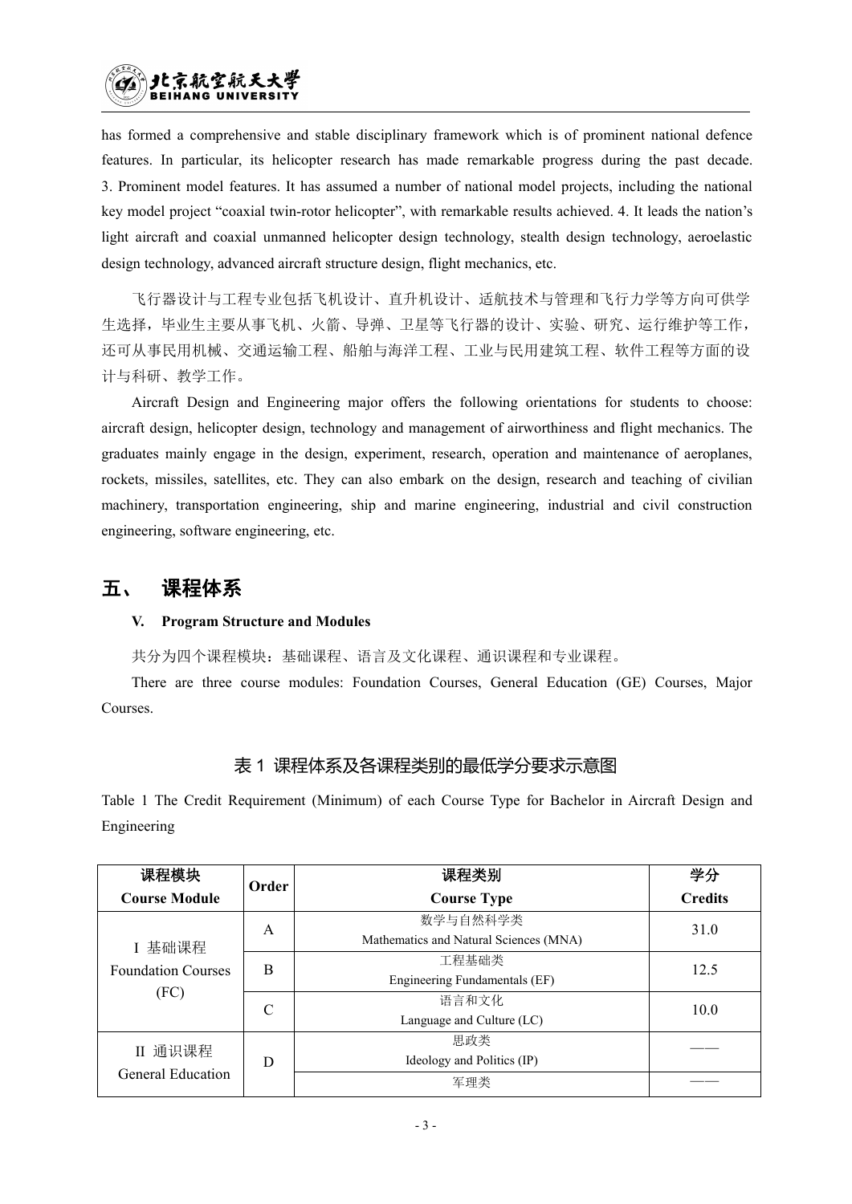has formed a comprehensive and stable disciplinary framework which is of prominent national defence features. In particular, its helicopter research has made remarkable progress during the past decade. 3. Prominent model features. It has assumed a number of national model projects, including the national key model project "coaxial twin-rotor helicopter", with remarkable results achieved. 4. It leads the nation's light aircraft and coaxial unmanned helicopter design technology, stealth design technology, aeroelastic design technology, advanced aircraft structure design, flight mechanics, etc.

飞行器设计与工程专业包括飞机设计、直升机设计、适航技术与管理和飞行力学等方向可供学生选择，毕业生主要从事飞机、火箭、导弹、卫星等飞行器的设计、实验、研究、运行维护等工作，还可从事民用机械、交通运输工程、船舶与海洋工程、工业与民用建筑工程、软件工程等方面的设计与科研、教学工作。

Aircraft Design and Engineering major offers the following orientations for students to choose: aircraft design, helicopter design, technology and management of airworthiness and flight mechanics. The graduates mainly engage in the design, experiment, research, operation and maintenance of aeroplanes, rockets, missiles, satellites, etc. They can also embark on the design, research and teaching of civilian machinery, transportation engineering, ship and marine engineering, industrial and civil construction engineering, software engineering, etc.

## 五、 课程体系

**V. Program Structure and Modules**

共分为四个课程模块：基础课程、语言及文化课程、通识课程和专业课程。

There are three course modules: Foundation Courses, General Education (GE) Courses, Major Courses.

### 表 1 课程体系及各课程类别的最低学分要求示意图

Table 1 The Credit Requirement (Minimum) of each Course Type for Bachelor in Aircraft Design and Engineering

| 课程模块<br>Course Module | Order | 课程类别<br>Course Type | 学分<br>Credits |
|---|---|---|---|
| I 基础课程<br>Foundation Courses<br>(FC) | A | 数学与自然科学类<br>Mathematics and Natural Sciences (MNA) | 31.0 |
| | B | 工程基础类<br>Engineering Fundamentals (EF) | 12.5 |
| | C | 语言和文化<br>Language and Culture (LC) | 10.0 |
| II 通识课程<br>General Education | D | 思政类<br>Ideology and Politics (IP) | —— |
| | | 军理类 | —— |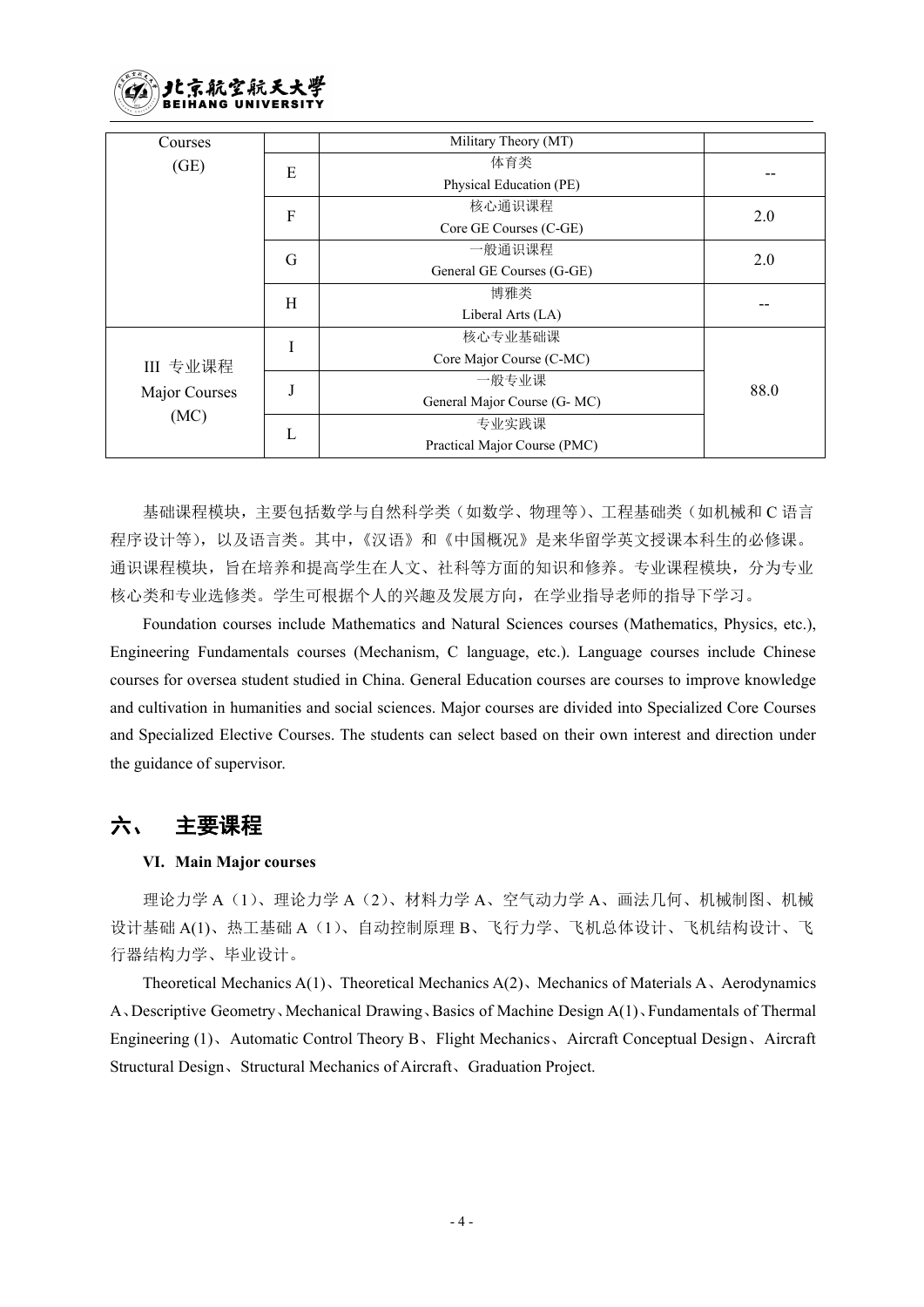| Courses (GE) | | Military Theory (MT) | |
|---|---|---|---|
| | E | 体育类<br>Physical Education (PE) | -- |
| | F | 核心通识课程<br>Core GE Courses (C-GE) | 2.0 |
| | G | 一般通识课程<br>General GE Courses (G-GE) | 2.0 |
| | H | 博雅类<br>Liberal Arts (LA) | -- |
| III 专业课程<br>Major Courses<br>(MC) | I | 核心专业基础课<br>Core Major Course (C-MC) | 88.0 |
| | J | 一般专业课<br>General Major Course (G- MC) | |
| | L | 专业实践课<br>Practical Major Course (PMC) | |

基础课程模块，主要包括数学与自然科学类（如数学、物理等）、工程基础类（如机械和 C 语言程序设计等），以及语言类。其中，《汉语》和《中国概况》是来华留学英文授课本科生的必修课。通识课程模块，旨在培养和提高学生在人文、社科等方面的知识和修养。专业课程模块，分为专业核心类和专业选修类。学生可根据个人的兴趣及发展方向，在学业指导老师的指导下学习。

Foundation courses include Mathematics and Natural Sciences courses (Mathematics, Physics, etc.), Engineering Fundamentals courses (Mechanism, C language, etc.). Language courses include Chinese courses for oversea student studied in China. General Education courses are courses to improve knowledge and cultivation in humanities and social sciences. Major courses are divided into Specialized Core Courses and Specialized Elective Courses. The students can select based on their own interest and direction under the guidance of supervisor.

## 六、 主要课程

**VI. Main Major courses**

理论力学 A（1）、理论力学 A（2）、材料力学 A、空气动力学 A、画法几何、机械制图、机械设计基础 A(1)、热工基础 A（1）、自动控制原理 B、飞行力学、飞机总体设计、飞机结构设计、飞行器结构力学、毕业设计。

Theoretical Mechanics A(1)、Theoretical Mechanics A(2)、Mechanics of Materials A、Aerodynamics A、Descriptive Geometry、Mechanical Drawing、Basics of Machine Design A(1)、Fundamentals of Thermal Engineering (1)、Automatic Control Theory B、Flight Mechanics、Aircraft Conceptual Design、Aircraft Structural Design、Structural Mechanics of Aircraft、Graduation Project.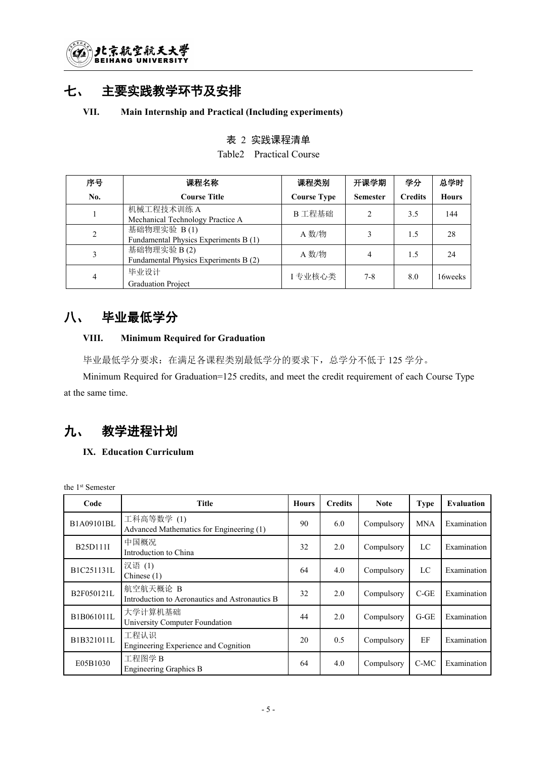# 七、 主要实践教学环节及安排

**VII. Main Internship and Practical (Including experiments)**

表 2 实践课程清单

Table2 Practical Course

| 序号<br>No. | 课程名称<br>Course Title | 课程类别<br>Course Type | 开课学期<br>Semester | 学分<br>Credits | 总学时<br>Hours |
|---|---|---|---|---|---|
| 1 | 机械工程技术训练 A<br>Mechanical Technology Practice A | B 工程基础 | 2 | 3.5 | 144 |
| 2 | 基础物理实验 B (1)<br>Fundamental Physics Experiments B (1) | A 数/物 | 3 | 1.5 | 28 |
| 3 | 基础物理实验 B (2)<br>Fundamental Physics Experiments B (2) | A 数/物 | 4 | 1.5 | 24 |
| 4 | 毕业设计<br>Graduation Project | I 专业核心类 | 7-8 | 8.0 | 16weeks |

# 八、 毕业最低学分

**VIII. Minimum Required for Graduation**

毕业最低学分要求：在满足各课程类别最低学分的要求下，总学分不低于 125 学分。

Minimum Required for Graduation=125 credits, and meet the credit requirement of each Course Type at the same time.

# 九、 教学进程计划

**IX. Education Curriculum**

the 1st Semester

| Code | Title | Hours | Credits | Note | Type | Evaluation |
|---|---|---|---|---|---|---|
| B1A09101BL | 工科高等数学 (1)<br>Advanced Mathematics for Engineering (1) | 90 | 6.0 | Compulsory | MNA | Examination |
| B25D111I | 中国概况<br>Introduction to China | 32 | 2.0 | Compulsory | LC | Examination |
| B1C251131L | 汉语 (1)<br>Chinese (1) | 64 | 4.0 | Compulsory | LC | Examination |
| B2F050121L | 航空航天概论 B<br>Introduction to Aeronautics and Astronautics B | 32 | 2.0 | Compulsory | C-GE | Examination |
| B1B061011L | 大学计算机基础<br>University Computer Foundation | 44 | 2.0 | Compulsory | G-GE | Examination |
| B1B321011L | 工程认识<br>Engineering Experience and Cognition | 20 | 0.5 | Compulsory | EF | Examination |
| E05B1030 | 工程图学 B<br>Engineering Graphics B | 64 | 4.0 | Compulsory | C-MC | Examination |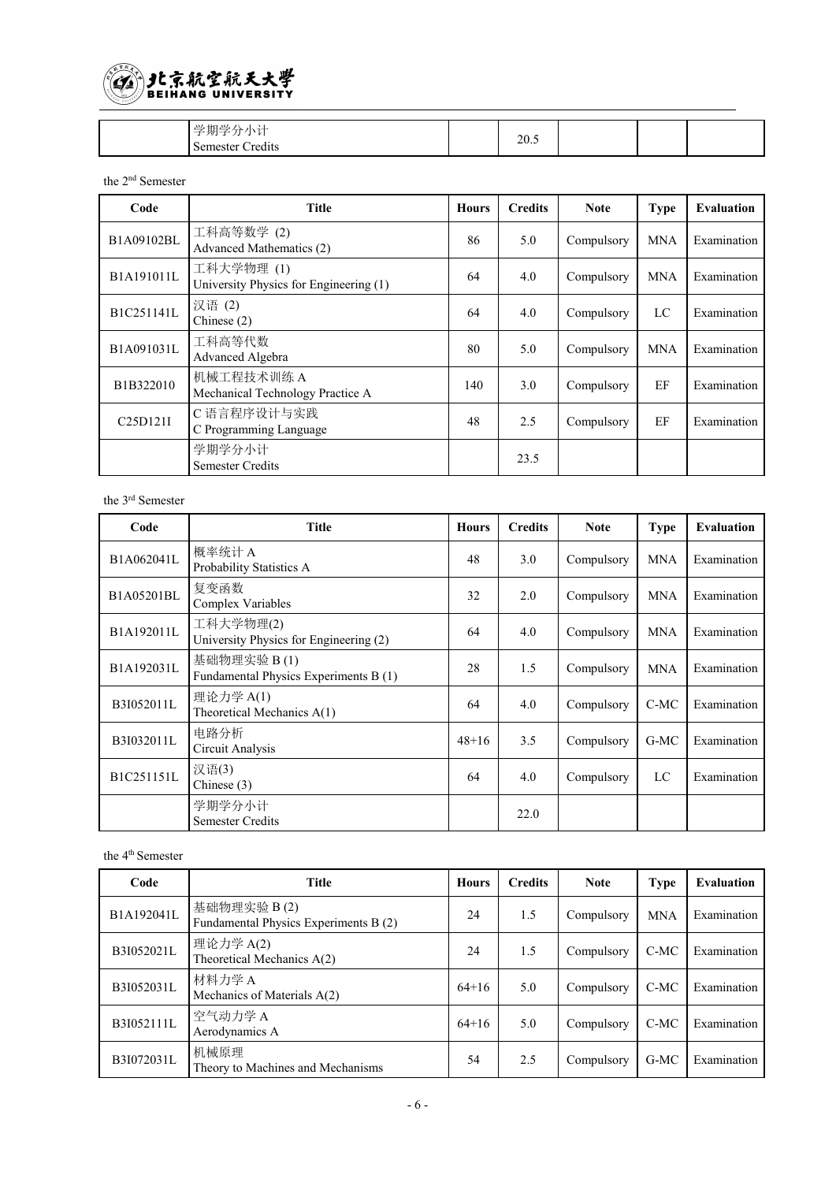| | 学期学分小计<br>Semester Credits | | 20.5 | | | |
|---|---|---|---|---|---|---|

the 2nd Semester

| Code | Title | Hours | Credits | Note | Type | Evaluation |
|---|---|---|---|---|---|---|
| B1A09102BL | 工科高等数学 (2)<br>Advanced Mathematics (2) | 86 | 5.0 | Compulsory | MNA | Examination |
| B1A191011L | 工科大学物理 (1)<br>University Physics for Engineering (1) | 64 | 4.0 | Compulsory | MNA | Examination |
| B1C251141L | 汉语 (2)<br>Chinese (2) | 64 | 4.0 | Compulsory | LC | Examination |
| B1A091031L | 工科高等代数<br>Advanced Algebra | 80 | 5.0 | Compulsory | MNA | Examination |
| B1B322010 | 机械工程技术训练 A<br>Mechanical Technology Practice A | 140 | 3.0 | Compulsory | EF | Examination |
| C25D121I | C 语言程序设计与实践<br>C Programming Language | 48 | 2.5 | Compulsory | EF | Examination |
| | 学期学分小计<br>Semester Credits | | 23.5 | | | |

the 3rd Semester

| Code | Title | Hours | Credits | Note | Type | Evaluation |
|---|---|---|---|---|---|---|
| B1A062041L | 概率统计 A<br>Probability Statistics A | 48 | 3.0 | Compulsory | MNA | Examination |
| B1A05201BL | 复变函数<br>Complex Variables | 32 | 2.0 | Compulsory | MNA | Examination |
| B1A192011L | 工科大学物理(2)<br>University Physics for Engineering (2) | 64 | 4.0 | Compulsory | MNA | Examination |
| B1A192031L | 基础物理实验 B (1)<br>Fundamental Physics Experiments B (1) | 28 | 1.5 | Compulsory | MNA | Examination |
| B3I052011L | 理论力学 A(1)<br>Theoretical Mechanics A(1) | 64 | 4.0 | Compulsory | C-MC | Examination |
| B3I032011L | 电路分析<br>Circuit Analysis | 48+16 | 3.5 | Compulsory | G-MC | Examination |
| B1C251151L | 汉语(3)<br>Chinese (3) | 64 | 4.0 | Compulsory | LC | Examination |
| | 学期学分小计<br>Semester Credits | | 22.0 | | | |

the 4th Semester

| Code | Title | Hours | Credits | Note | Type | Evaluation |
|---|---|---|---|---|---|---|
| B1A192041L | 基础物理实验 B (2)<br>Fundamental Physics Experiments B (2) | 24 | 1.5 | Compulsory | MNA | Examination |
| B3I052021L | 理论力学 A(2)<br>Theoretical Mechanics A(2) | 24 | 1.5 | Compulsory | C-MC | Examination |
| B3I052031L | 材料力学 A<br>Mechanics of Materials A(2) | 64+16 | 5.0 | Compulsory | C-MC | Examination |
| B3I052111L | 空气动力学 A<br>Aerodynamics A | 64+16 | 5.0 | Compulsory | C-MC | Examination |
| B3I072031L | 机械原理<br>Theory to Machines and Mechanisms | 54 | 2.5 | Compulsory | G-MC | Examination |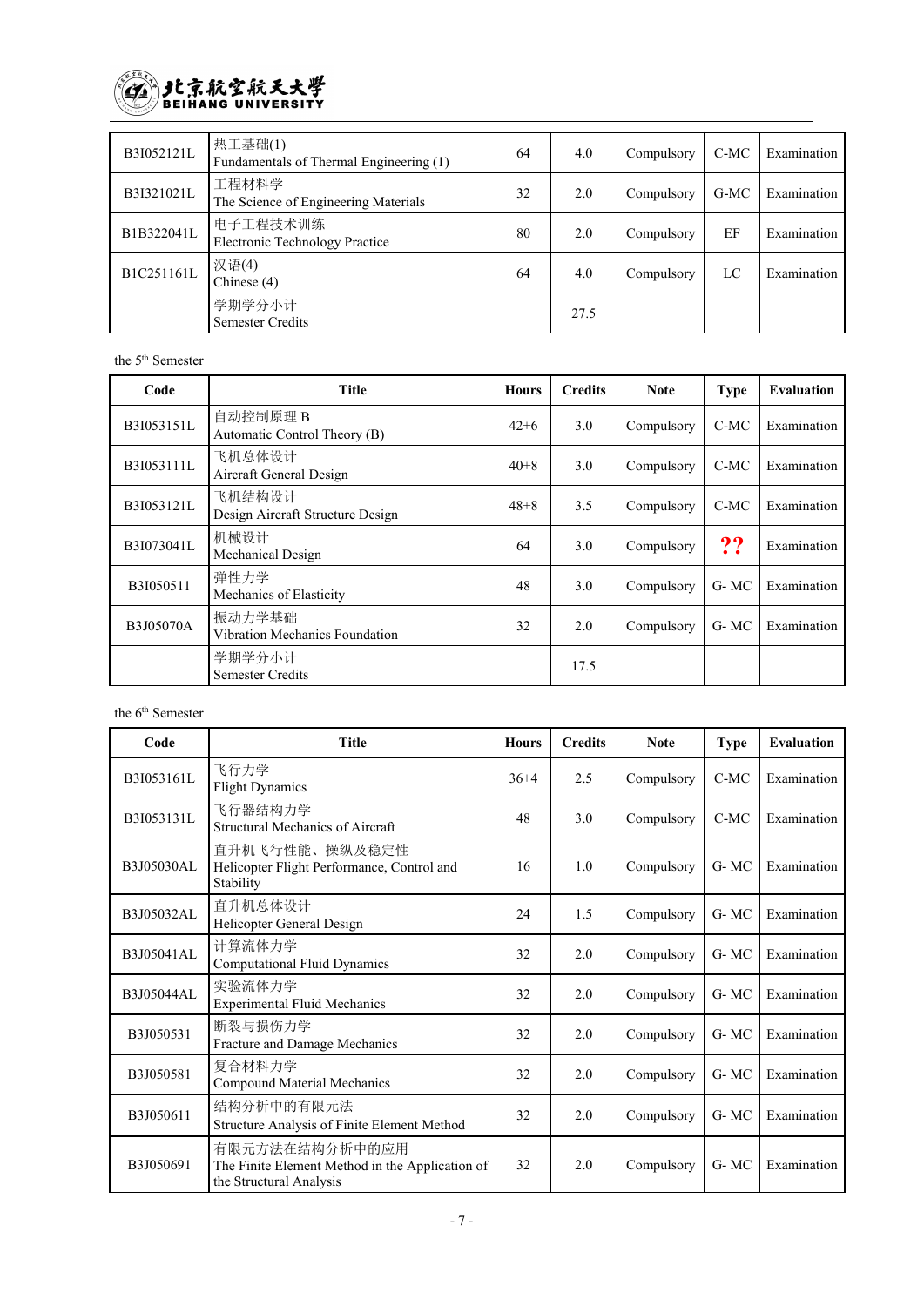| Code | Title | Hours | Credits | Note | Type | Evaluation |
|---|---|---|---|---|---|---|
| B3I052121L | 热工基础(1)<br>Fundamentals of Thermal Engineering (1) | 64 | 4.0 | Compulsory | C-MC | Examination |
| B3I321021L | 工程材料学<br>The Science of Engineering Materials | 32 | 2.0 | Compulsory | G-MC | Examination |
| B1B322041L | 电子工程技术训练<br>Electronic Technology Practice | 80 | 2.0 | Compulsory | EF | Examination |
| B1C251161L | 汉语(4)<br>Chinese (4) | 64 | 4.0 | Compulsory | LC | Examination |
| | 学期学分小计<br>Semester Credits | | 27.5 | | | |

the 5th Semester

| Code | Title | Hours | Credits | Note | Type | Evaluation |
|---|---|---|---|---|---|---|
| B3I053151L | 自动控制原理 B<br>Automatic Control Theory (B) | 42+6 | 3.0 | Compulsory | C-MC | Examination |
| B3I053111L | 飞机总体设计<br>Aircraft General Design | 40+8 | 3.0 | Compulsory | C-MC | Examination |
| B3I053121L | 飞机结构设计<br>Design Aircraft Structure Design | 48+8 | 3.5 | Compulsory | C-MC | Examination |
| B3I073041L | 机械设计<br>Mechanical Design | 64 | 3.0 | Compulsory | ?? | Examination |
| B3I050511 | 弹性力学<br>Mechanics of Elasticity | 48 | 3.0 | Compulsory | G- MC | Examination |
| B3J05070A | 振动力学基础<br>Vibration Mechanics Foundation | 32 | 2.0 | Compulsory | G- MC | Examination |
| | 学期学分小计<br>Semester Credits | | 17.5 | | | |

the 6th Semester

| Code | Title | Hours | Credits | Note | Type | Evaluation |
|---|---|---|---|---|---|---|
| B3I053161L | 飞行力学<br>Flight Dynamics | 36+4 | 2.5 | Compulsory | C-MC | Examination |
| B3I053131L | 飞行器结构力学<br>Structural Mechanics of Aircraft | 48 | 3.0 | Compulsory | C-MC | Examination |
| B3J05030AL | 直升机飞行性能、操纵及稳定性<br>Helicopter Flight Performance, Control and Stability | 16 | 1.0 | Compulsory | G- MC | Examination |
| B3J05032AL | 直升机总体设计<br>Helicopter General Design | 24 | 1.5 | Compulsory | G- MC | Examination |
| B3J05041AL | 计算流体力学<br>Computational Fluid Dynamics | 32 | 2.0 | Compulsory | G- MC | Examination |
| B3J05044AL | 实验流体力学<br>Experimental Fluid Mechanics | 32 | 2.0 | Compulsory | G- MC | Examination |
| B3J050531 | 断裂与损伤力学<br>Fracture and Damage Mechanics | 32 | 2.0 | Compulsory | G- MC | Examination |
| B3J050581 | 复合材料力学<br>Compound Material Mechanics | 32 | 2.0 | Compulsory | G- MC | Examination |
| B3J050611 | 结构分析中的有限元法<br>Structure Analysis of Finite Element Method | 32 | 2.0 | Compulsory | G- MC | Examination |
| B3J050691 | 有限元方法在结构分析中的应用<br>The Finite Element Method in the Application of the Structural Analysis | 32 | 2.0 | Compulsory | G- MC | Examination |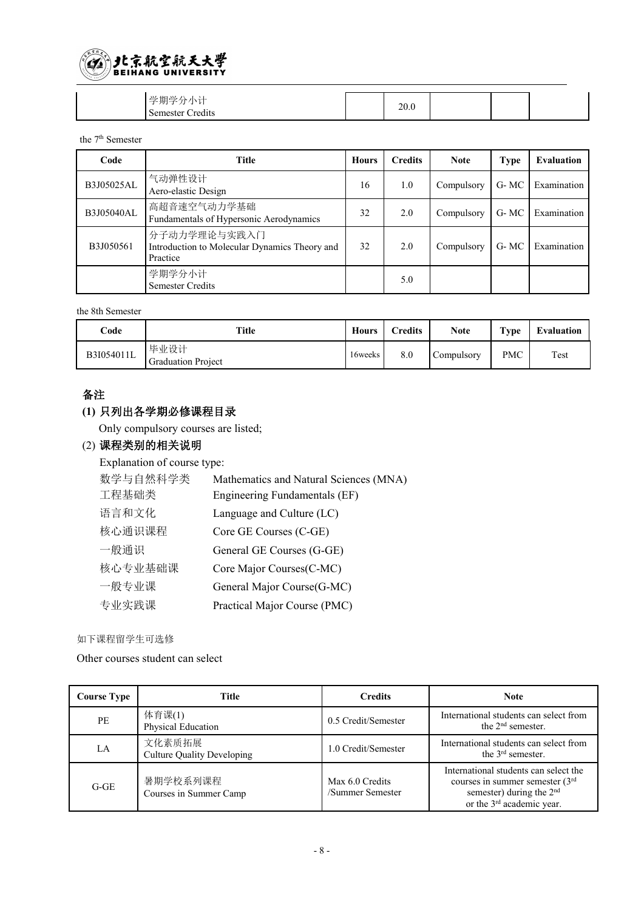| | 学期学分小计<br>Semester Credits | | 20.0 | | | |
|---|---|---|---|---|---|---|

the 7th Semester

| Code | Title | Hours | Credits | Note | Type | Evaluation |
|---|---|---|---|---|---|---|
| B3J05025AL | 气动弹性设计<br>Aero-elastic Design | 16 | 1.0 | Compulsory | G- MC | Examination |
| B3J05040AL | 高超音速空气动力学基础<br>Fundamentals of Hypersonic Aerodynamics | 32 | 2.0 | Compulsory | G- MC | Examination |
| B3J050561 | 分子动力学理论与实践入门<br>Introduction to Molecular Dynamics Theory and Practice | 32 | 2.0 | Compulsory | G- MC | Examination |
| | 学期学分小计<br>Semester Credits | | 5.0 | | | |

the 8th Semester

| Code | Title | Hours | Credits | Note | Type | Evaluation |
|---|---|---|---|---|---|---|
| B3I054011L | 毕业设计<br>Graduation Project | 16weeks | 8.0 | Compulsory | PMC | Test |

## 备注

### (1) 只列出各学期必修课程目录

Only compulsory courses are listed;

### (2) 课程类别的相关说明

Explanation of course type:

| | |
|---|---|
| 数学与自然科学类 | Mathematics and Natural Sciences (MNA) |
| 工程基础类 | Engineering Fundamentals (EF) |
| 语言和文化 | Language and Culture (LC) |
| 核心通识课程 | Core GE Courses (C-GE) |
| 一般通识 | General GE Courses (G-GE) |
| 核心专业基础课 | Core Major Courses(C-MC) |
| 一般专业课 | General Major Course(G-MC) |
| 专业实践课 | Practical Major Course (PMC) |

如下课程留学生可选修

Other courses student can select

| Course Type | Title | Credits | Note |
|---|---|---|---|
| PE | 体育课(1)<br>Physical Education | 0.5 Credit/Semester | International students can select from the 2nd semester. |
| LA | 文化素质拓展<br>Culture Quality Developing | 1.0 Credit/Semester | International students can select from the 3rd semester. |
| G-GE | 暑期学校系列课程<br>Courses in Summer Camp | Max 6.0 Credits /Summer Semester | International students can select the courses in summer semester (3rd semester) during the 2nd or the 3rd academic year. |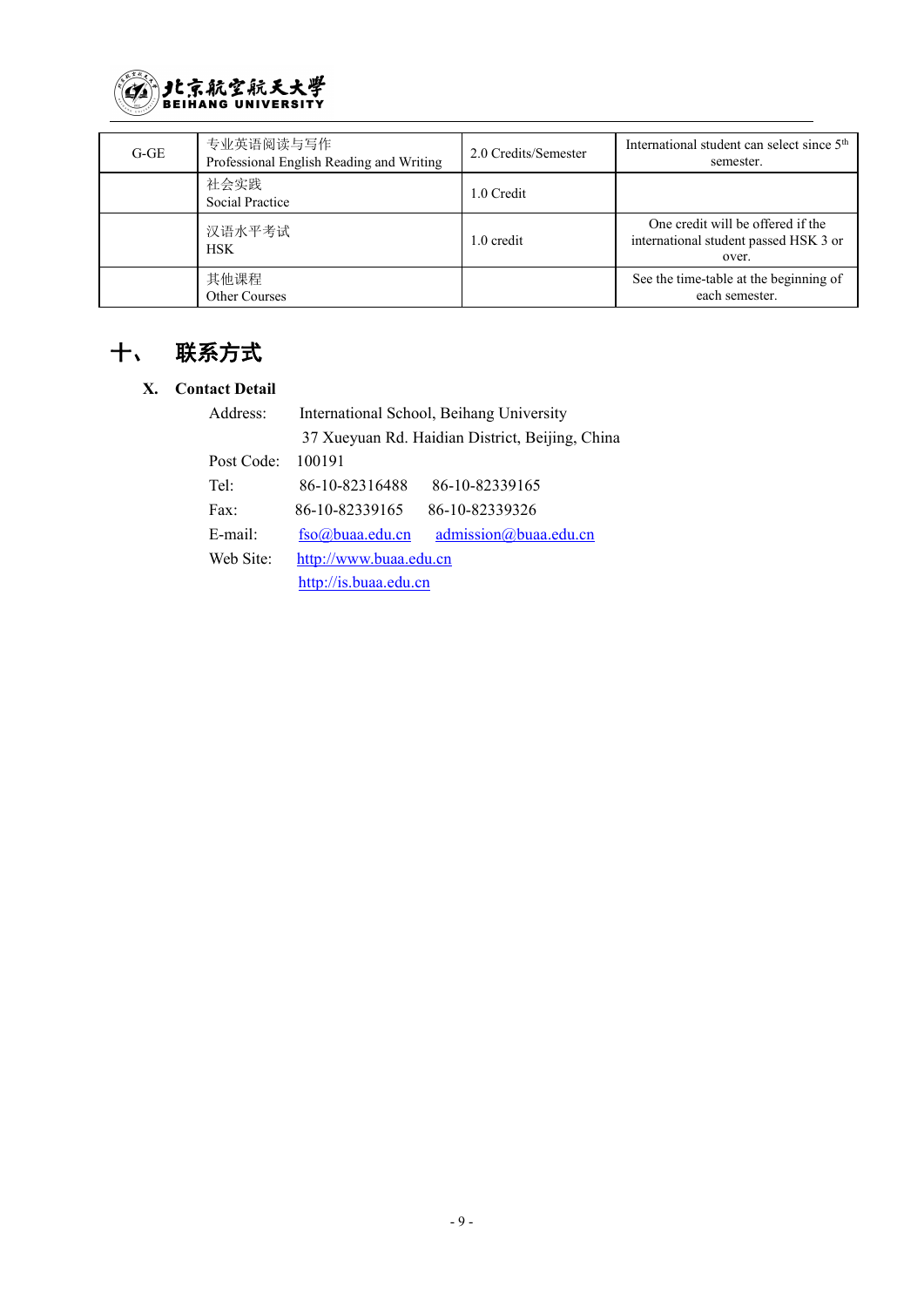| | | | |
|---|---|---|---|
| G-GE | 专业英语阅读与写作<br>Professional English Reading and Writing | 2.0 Credits/Semester | International student can select since 5th semester. |
| | 社会实践<br>Social Practice | 1.0 Credit | |
| | 汉语水平考试<br>HSK | 1.0 credit | One credit will be offered if the international student passed HSK 3 or over. |
| | 其他课程<br>Other Courses | | See the time-table at the beginning of each semester. |

# 十、 联系方式

## X. Contact Detail

Address: International School, Beihang University
37 Xueyuan Rd. Haidian District, Beijing, China

Post Code: 100191

Tel: 86-10-82316488 86-10-82339165

Fax: 86-10-82339165 86-10-82339326

E-mail: fso@buaa.edu.cn admission@buaa.edu.cn

Web Site: http://www.buaa.edu.cn
http://is.buaa.edu.cn